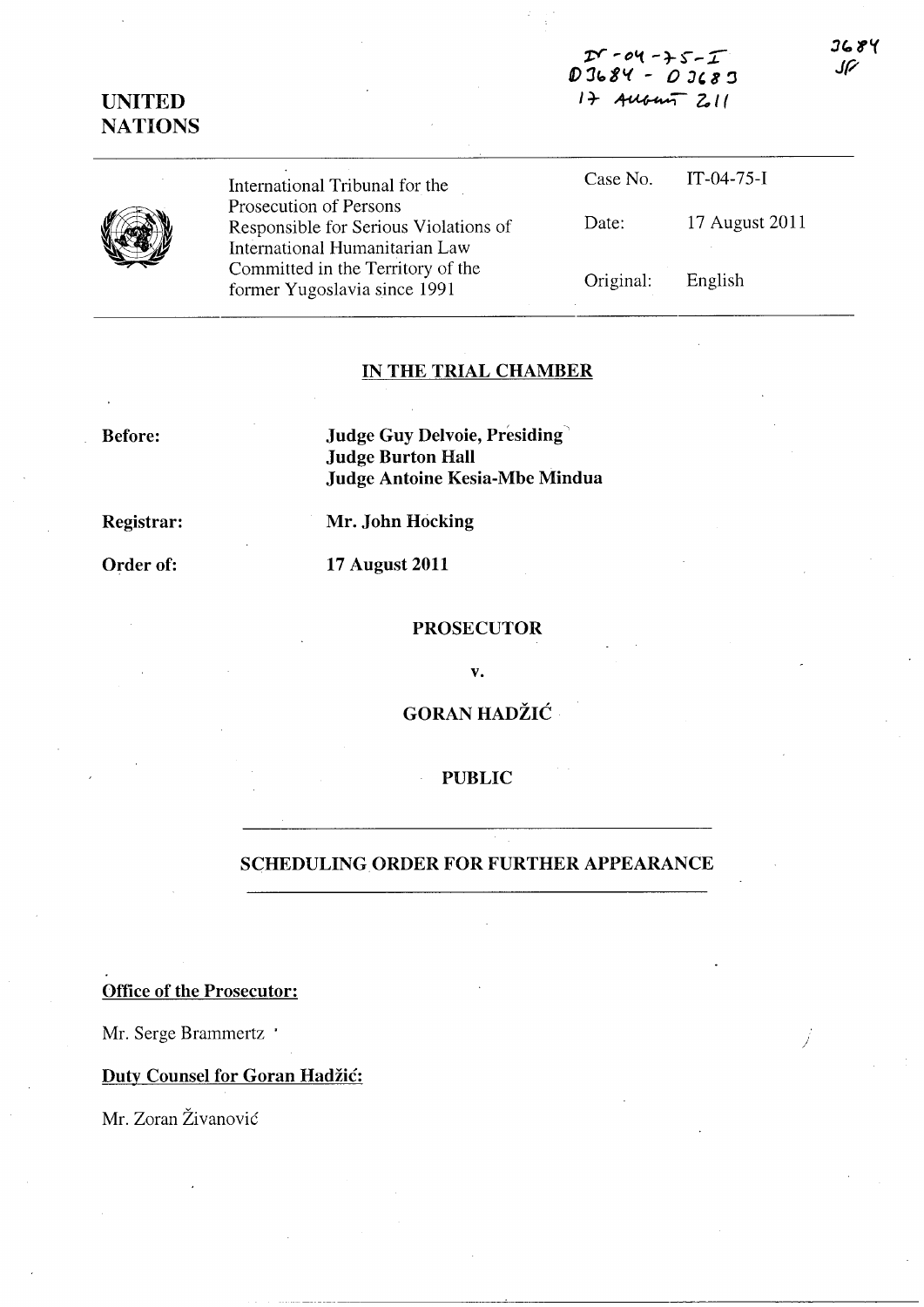IT-04-75-I
D3684 - D3683
17 August 2011

3684
JF

UNITED NATIONS

| International Tribunal for the Prosecution of Persons Responsible for Serious Violations of International Humanitarian Law Committed in the Territory of the former Yugoslavia since 1991 | Case No. | IT-04-75-I |
| --- | --- | --- |
| | Date: | 17 August 2011 |
| | Original: | English |

## IN THE TRIAL CHAMBER

**Before:** **Judge Guy Delvoie, Presiding**
**Judge Burton Hall**
**Judge Antoine Kesia-Mbe Mindua**

**Registrar:** **Mr. John Hocking**

**Order of:** **17 August 2011**

**PROSECUTOR**

**v.**

**GORAN HADŽIĆ**

**PUBLIC**

## SCHEDULING ORDER FOR FURTHER APPEARANCE

**Office of the Prosecutor:**

Mr. Serge Brammertz

**Duty Counsel for Goran Hadžić:**

Mr. Zoran Živanović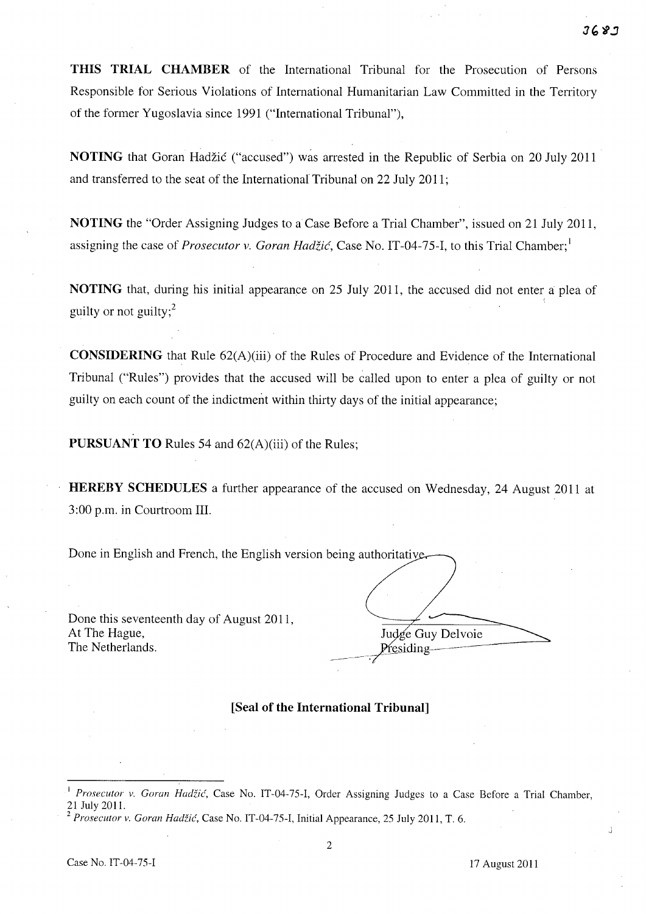**THIS TRIAL CHAMBER** of the International Tribunal for the Prosecution of Persons Responsible for Serious Violations of International Humanitarian Law Committed in the Territory of the former Yugoslavia since 1991 ("International Tribunal"),

**NOTING** that Goran Hadžić ("accused") was arrested in the Republic of Serbia on 20 July 2011 and transferred to the seat of the International Tribunal on 22 July 2011;

**NOTING** the "Order Assigning Judges to a Case Before a Trial Chamber", issued on 21 July 2011, assigning the case of *Prosecutor v. Goran Hadžić*, Case No. IT-04-75-I, to this Trial Chamber;[1]

**NOTING** that, during his initial appearance on 25 July 2011, the accused did not enter a plea of guilty or not guilty;[2]

**CONSIDERING** that Rule 62(A)(iii) of the Rules of Procedure and Evidence of the International Tribunal ("Rules") provides that the accused will be called upon to enter a plea of guilty or not guilty on each count of the indictment within thirty days of the initial appearance;

**PURSUANT TO** Rules 54 and 62(A)(iii) of the Rules;

**HEREBY SCHEDULES** a further appearance of the accused on Wednesday, 24 August 2011 at 3:00 p.m. in Courtroom III.

Done in English and French, the English version being authoritative.

Done this seventeenth day of August 2011,
At The Hague,
The Netherlands.

Judge Guy Delvoie
Presiding

**[Seal of the International Tribunal]**

---

[1] *Prosecutor v. Goran Hadžić*, Case No. IT-04-75-I, Order Assigning Judges to a Case Before a Trial Chamber, 21 July 2011.

[2] *Prosecutor v. Goran Hadžić*, Case No. IT-04-75-I, Initial Appearance, 25 July 2011, T. 6.